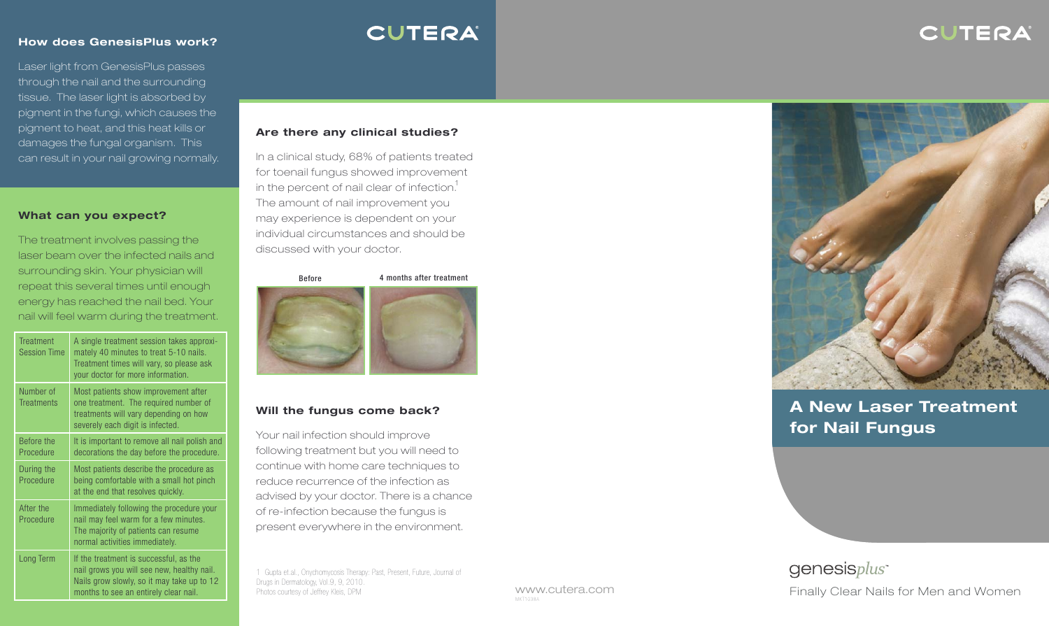## How does GenesisPlus work?

Laser light from GenesisPlus passes through the nail and the surrounding tissue. The laser light is absorbed by pigment in the fungi, which causes the pigment to heat, and this heat kills or damages the fungal organism. This can result in your nail growing normally.

## What can you expect?

The treatment involves passing the laser beam over the infected nails and surrounding skin. Your physician will repeat this several times until enough energy has reached the nail bed. Your nail will feel warm during the treatment.

| | |
|---|---|
| Treatment Session Time | A single treatment session takes approximately 40 minutes to treat 5-10 nails. Treatment times will vary, so please ask your doctor for more information. |
| Number of Treatments | Most patients show improvement after one treatment. The required number of treatments will vary depending on how severely each digit is infected. |
| Before the Procedure | It is important to remove all nail polish and decorations the day before the procedure. |
| During the Procedure | Most patients describe the procedure as being comfortable with a small hot pinch at the end that resolves quickly. |
| After the Procedure | Immediately following the procedure your nail may feel warm for a few minutes. The majority of patients can resume normal activities immediately. |
| Long Term | If the treatment is successful, as the nail grows you will see new, healthy nail. Nails grow slowly, so it may take up to 12 months to see an entirely clear nail. |

CUTERA

## Are there any clinical studies?

In a clinical study, 68% of patients treated for toenail fungus showed improvement in the percent of nail clear of infection.[1] The amount of nail improvement you may experience is dependent on your individual circumstances and should be discussed with your doctor.

Before — 4 months after treatment

## Will the fungus come back?

Your nail infection should improve following treatment but you will need to continue with home care techniques to reduce recurrence of the infection as advised by your doctor. There is a chance of re-infection because the fungus is present everywhere in the environment.

1 Gupta et.al., Onychomycosis Therapy: Past, Present, Future, Journal of Drugs in Dermatology, Vol.9, 9, 2010.
Photos courtesy of Jeffrey Kleis, DPM

www.cutera.com

MKT1338A

CUTERA

# A New Laser Treatment for Nail Fungus

genesis*plus*™

Finally Clear Nails for Men and Women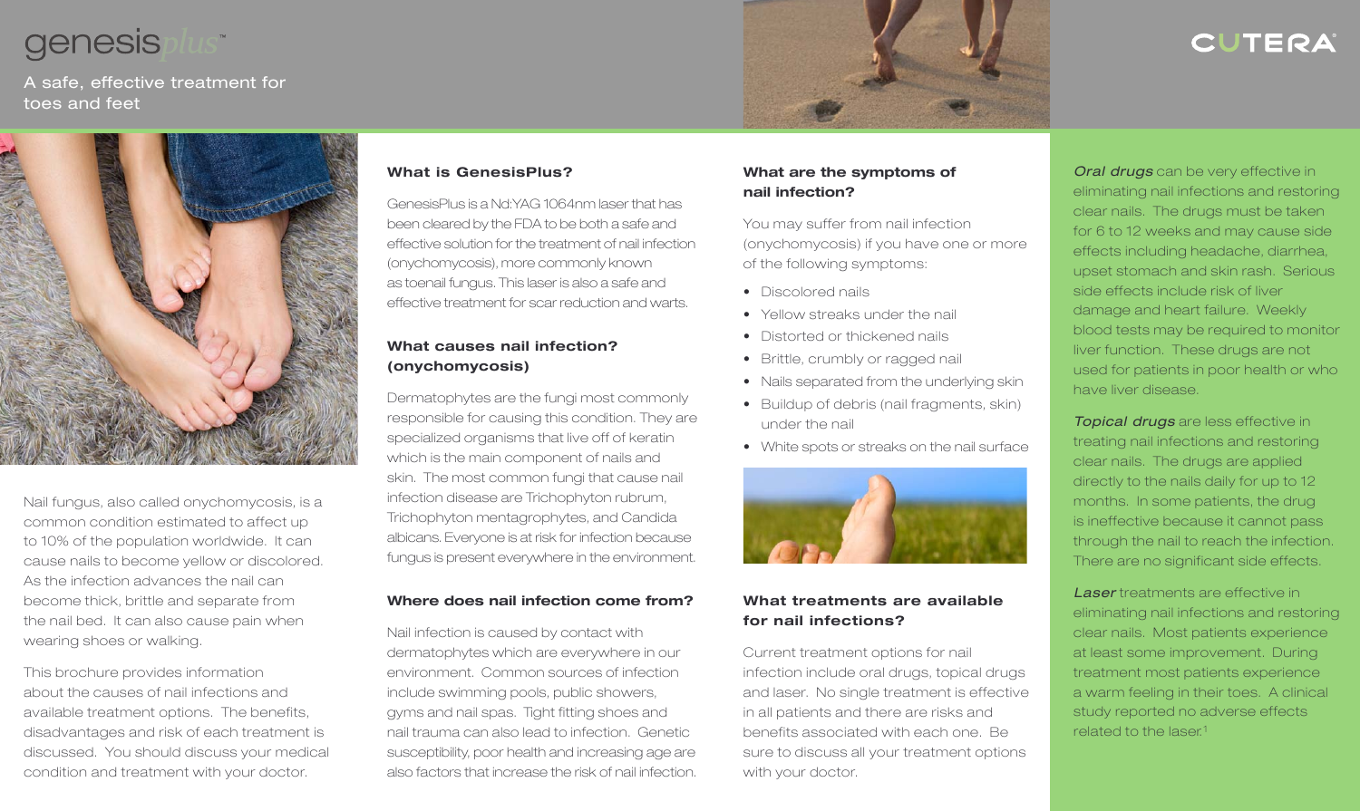# genesis*plus*™

A safe, effective treatment for toes and feet

CUTERA

Nail fungus, also called onychomycosis, is a common condition estimated to affect up to 10% of the population worldwide. It can cause nails to become yellow or discolored. As the infection advances the nail can become thick, brittle and separate from the nail bed. It can also cause pain when wearing shoes or walking.

This brochure provides information about the causes of nail infections and available treatment options. The benefits, disadvantages and risk of each treatment is discussed. You should discuss your medical condition and treatment with your doctor.

### What is GenesisPlus?

GenesisPlus is a Nd:YAG 1064nm laser that has been cleared by the FDA to be both a safe and effective solution for the treatment of nail infection (onychomycosis), more commonly known as toenail fungus. This laser is also a safe and effective treatment for scar reduction and warts.

### What causes nail infection? (onychomycosis)

Dermatophytes are the fungi most commonly responsible for causing this condition. They are specialized organisms that live off of keratin which is the main component of nails and skin. The most common fungi that cause nail infection disease are Trichophyton rubrum, Trichophyton mentagrophytes, and Candida albicans. Everyone is at risk for infection because fungus is present everywhere in the environment.

### Where does nail infection come from?

Nail infection is caused by contact with dermatophytes which are everywhere in our environment. Common sources of infection include swimming pools, public showers, gyms and nail spas. Tight fitting shoes and nail trauma can also lead to infection. Genetic susceptibility, poor health and increasing age are also factors that increase the risk of nail infection.

### What are the symptoms of nail infection?

You may suffer from nail infection (onychomycosis) if you have one or more of the following symptoms:

- Discolored nails
- Yellow streaks under the nail
- Distorted or thickened nails
- Brittle, crumbly or ragged nail
- Nails separated from the underlying skin
- Buildup of debris (nail fragments, skin) under the nail
- White spots or streaks on the nail surface

### What treatments are available for nail infections?

Current treatment options for nail infection include oral drugs, topical drugs and laser. No single treatment is effective in all patients and there are risks and benefits associated with each one. Be sure to discuss all your treatment options with your doctor.

***Oral drugs*** can be very effective in eliminating nail infections and restoring clear nails. The drugs must be taken for 6 to 12 weeks and may cause side effects including headache, diarrhea, upset stomach and skin rash. Serious side effects include risk of liver damage and heart failure. Weekly blood tests may be required to monitor liver function. These drugs are not used for patients in poor health or who have liver disease.

***Topical drugs*** are less effective in treating nail infections and restoring clear nails. The drugs are applied directly to the nails daily for up to 12 months. In some patients, the drug is ineffective because it cannot pass through the nail to reach the infection. There are no significant side effects.

***Laser*** treatments are effective in eliminating nail infections and restoring clear nails. Most patients experience at least some improvement. During treatment most patients experience a warm feeling in their toes. A clinical study reported no adverse effects related to the laser.[1]